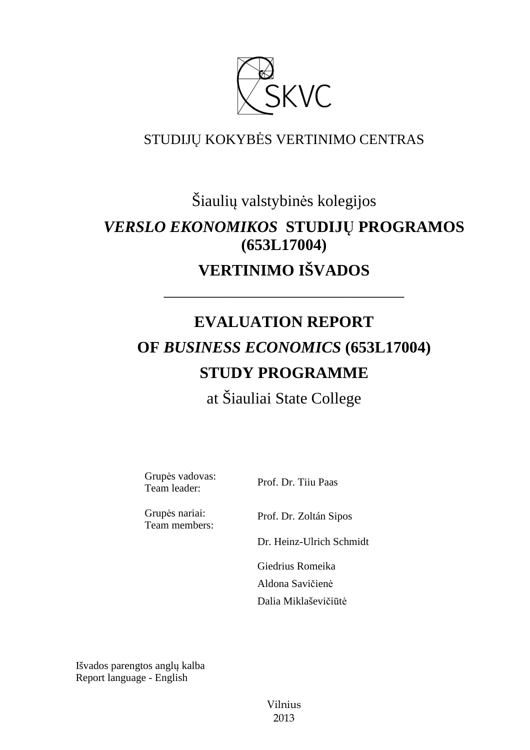SKVC

STUDIJŲ KOKYBĖS VERTINIMO CENTRAS

Šiaulių valstybinės kolegijos

***VERSLO EKONOMIKOS*** **STUDIJŲ PROGRAMOS (653L17004)**

**VERTINIMO IŠVADOS**

---

# EVALUATION REPORT

# OF *BUSINESS ECONOMICS* (653L17004)

# STUDY PROGRAMME

at Šiauliai State College

| | |
|---|---|
| Grupės vadovas:<br>Team leader: | Prof. Dr. Tiiu Paas |
| Grupės nariai:<br>Team members: | Prof. Dr. Zoltán Sipos |
| | Dr. Heinz-Ulrich Schmidt |
| | Giedrius Romeika |
| | Aldona Savičienė |
| | Dalia Miklaševičiūtė |

Išvados parengtos anglų kalba
Report language - English

Vilnius
2013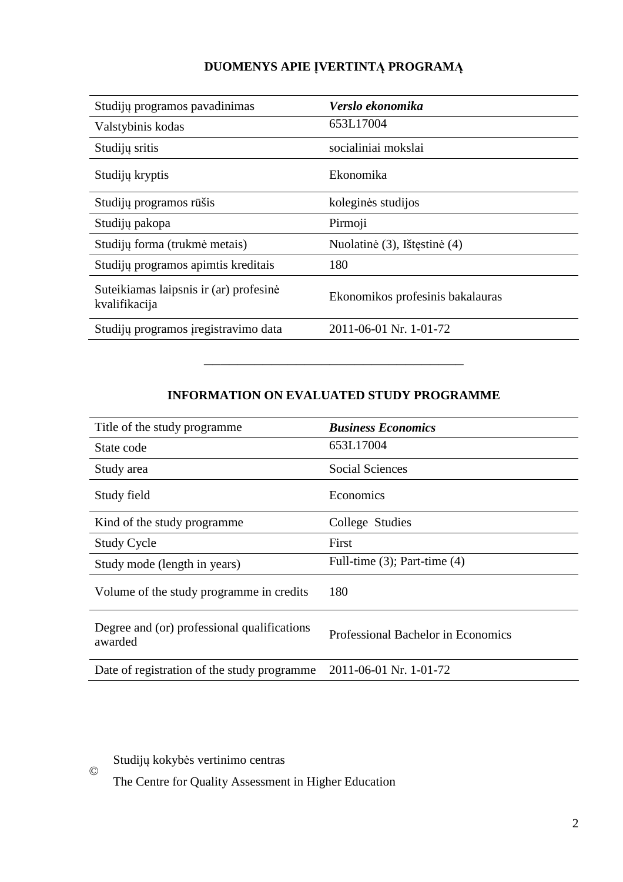**DUOMENYS APIE ĮVERTINTĄ PROGRAMĄ**

| Studijų programos pavadinimas | ***Verslo ekonomika*** |
|---|---|
| Valstybinis kodas | 653L17004 |
| Studijų sritis | socialiniai mokslai |
| Studijų kryptis | Ekonomika |
| Studijų programos rūšis | koleginės studijos |
| Studijų pakopa | Pirmoji |
| Studijų forma (trukmė metais) | Nuolatinė (3), Ištęstinė (4) |
| Studijų programos apimtis kreditais | 180 |
| Suteikiamas laipsnis ir (ar) profesinė kvalifikacija | Ekonomikos profesinis bakalauras |
| Studijų programos įregistravimo data | 2011-06-01 Nr. 1-01-72 |

---

**INFORMATION ON EVALUATED STUDY PROGRAMME**

| Title of the study programme | ***Business Economics*** |
|---|---|
| State code | 653L17004 |
| Study area | Social Sciences |
| Study field | Economics |
| Kind of the study programme | College Studies |
| Study Cycle | First |
| Study mode (length in years) | Full-time (3); Part-time (4) |
| Volume of the study programme in credits | 180 |
| Degree and (or) professional qualifications awarded | Professional Bachelor in Economics |
| Date of registration of the study programme | 2011-06-01 Nr. 1-01-72 |

© Studijų kokybės vertinimo centras  
The Centre for Quality Assessment in Higher Education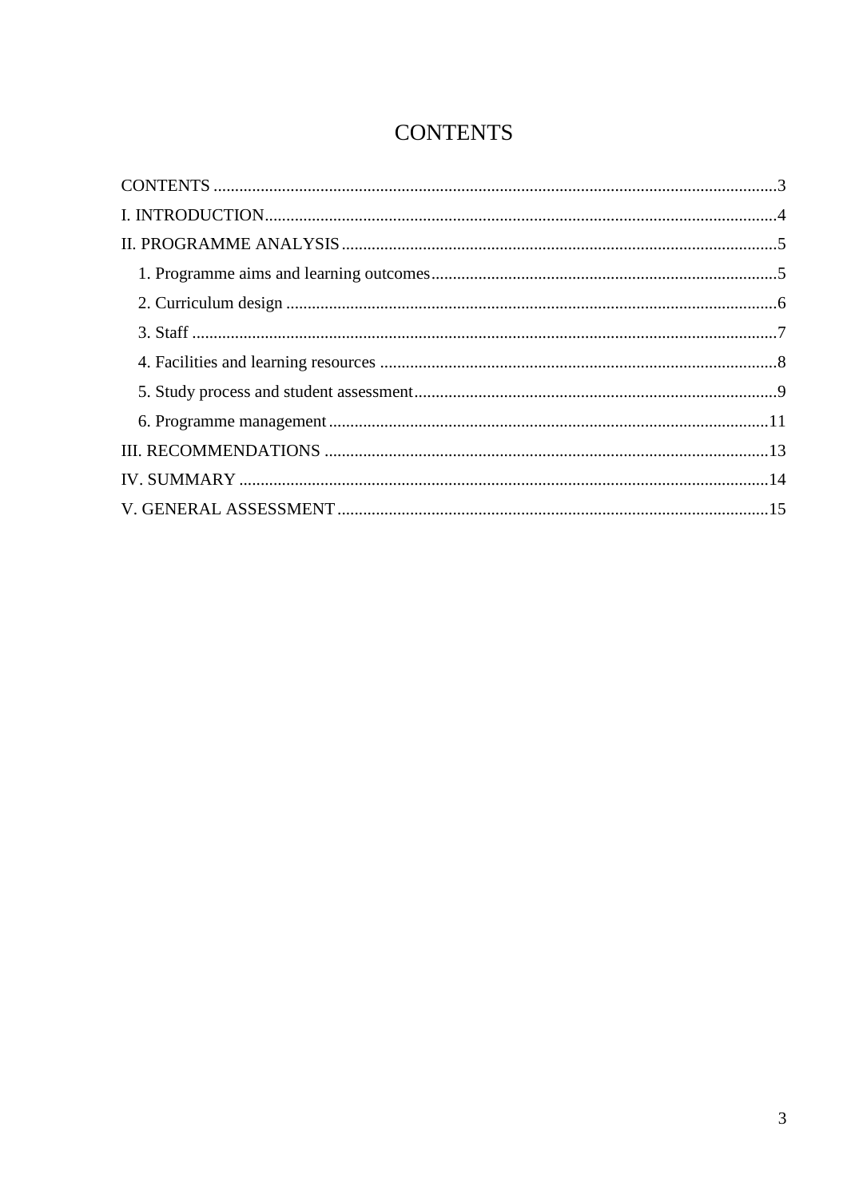# CONTENTS

CONTENTS ..... 3
I. INTRODUCTION ..... 4
II. PROGRAMME ANALYSIS ..... 5
    1. Programme aims and learning outcomes ..... 5
    2. Curriculum design ..... 6
    3. Staff ..... 7
    4. Facilities and learning resources ..... 8
    5. Study process and student assessment ..... 9
    6. Programme management ..... 11
III. RECOMMENDATIONS ..... 13
IV. SUMMARY ..... 14
V. GENERAL ASSESSMENT ..... 15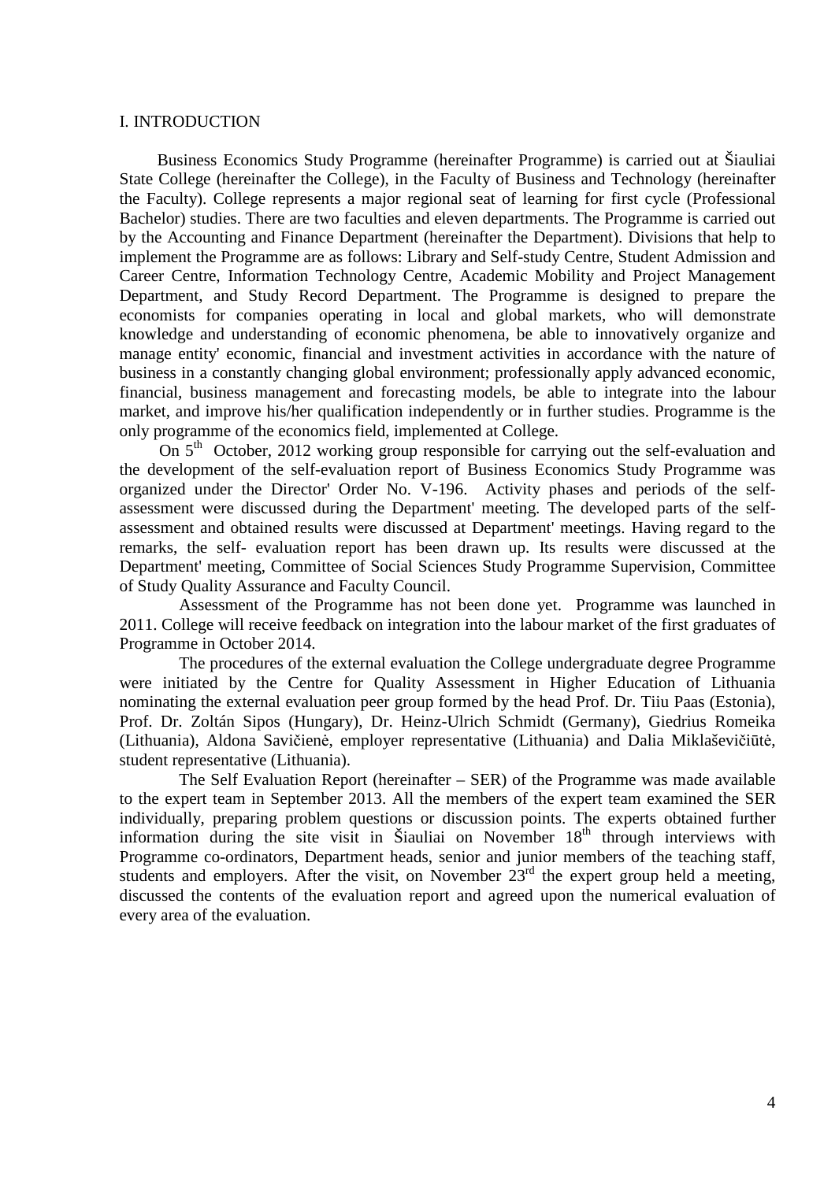# I. INTRODUCTION

Business Economics Study Programme (hereinafter Programme) is carried out at Šiauliai State College (hereinafter the College), in the Faculty of Business and Technology (hereinafter the Faculty). College represents a major regional seat of learning for first cycle (Professional Bachelor) studies. There are two faculties and eleven departments. The Programme is carried out by the Accounting and Finance Department (hereinafter the Department). Divisions that help to implement the Programme are as follows: Library and Self-study Centre, Student Admission and Career Centre, Information Technology Centre, Academic Mobility and Project Management Department, and Study Record Department. The Programme is designed to prepare the economists for companies operating in local and global markets, who will demonstrate knowledge and understanding of economic phenomena, be able to innovatively organize and manage entity' economic, financial and investment activities in accordance with the nature of business in a constantly changing global environment; professionally apply advanced economic, financial, business management and forecasting models, be able to integrate into the labour market, and improve his/her qualification independently or in further studies. Programme is the only programme of the economics field, implemented at College.

On 5th October, 2012 working group responsible for carrying out the self-evaluation and the development of the self-evaluation report of Business Economics Study Programme was organized under the Director' Order No. V-196. Activity phases and periods of the self-assessment were discussed during the Department' meeting. The developed parts of the self-assessment and obtained results were discussed at Department' meetings. Having regard to the remarks, the self- evaluation report has been drawn up. Its results were discussed at the Department' meeting, Committee of Social Sciences Study Programme Supervision, Committee of Study Quality Assurance and Faculty Council.

Assessment of the Programme has not been done yet. Programme was launched in 2011. College will receive feedback on integration into the labour market of the first graduates of Programme in October 2014.

The procedures of the external evaluation the College undergraduate degree Programme were initiated by the Centre for Quality Assessment in Higher Education of Lithuania nominating the external evaluation peer group formed by the head Prof. Dr. Tiiu Paas (Estonia), Prof. Dr. Zoltán Sipos (Hungary), Dr. Heinz-Ulrich Schmidt (Germany), Giedrius Romeika (Lithuania), Aldona Savičienė, employer representative (Lithuania) and Dalia Miklaševičiūtė, student representative (Lithuania).

The Self Evaluation Report (hereinafter – SER) of the Programme was made available to the expert team in September 2013. All the members of the expert team examined the SER individually, preparing problem questions or discussion points. The experts obtained further information during the site visit in Šiauliai on November 18th through interviews with Programme co-ordinators, Department heads, senior and junior members of the teaching staff, students and employers. After the visit, on November 23rd the expert group held a meeting, discussed the contents of the evaluation report and agreed upon the numerical evaluation of every area of the evaluation.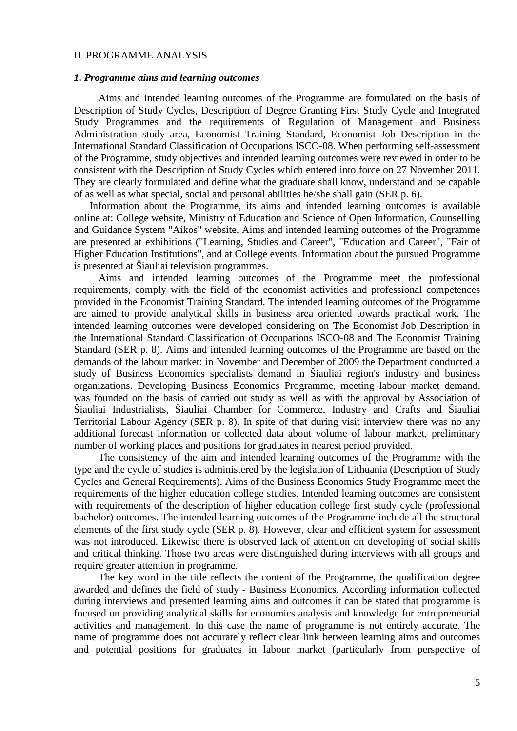II. PROGRAMME ANALYSIS

### *1. Programme aims and learning outcomes*

Aims and intended learning outcomes of the Programme are formulated on the basis of Description of Study Cycles, Description of Degree Granting First Study Cycle and Integrated Study Programmes and the requirements of Regulation of Management and Business Administration study area, Economist Training Standard, Economist Job Description in the International Standard Classification of Occupations ISCO-08. When performing self-assessment of the Programme, study objectives and intended learning outcomes were reviewed in order to be consistent with the Description of Study Cycles which entered into force on 27 November 2011. They are clearly formulated and define what the graduate shall know, understand and be capable of as well as what special, social and personal abilities he/she shall gain (SER p. 6).

Information about the Programme, its aims and intended learning outcomes is available online at: College website, Ministry of Education and Science of Open Information, Counselling and Guidance System "Aikos" website. Aims and intended learning outcomes of the Programme are presented at exhibitions ("Learning, Studies and Career", "Education and Career", "Fair of Higher Education Institutions", and at College events. Information about the pursued Programme is presented at Šiauliai television programmes.

Aims and intended learning outcomes of the Programme meet the professional requirements, comply with the field of the economist activities and professional competences provided in the Economist Training Standard. The intended learning outcomes of the Programme are aimed to provide analytical skills in business area oriented towards practical work. The intended learning outcomes were developed considering on The Economist Job Description in the International Standard Classification of Occupations ISCO-08 and The Economist Training Standard (SER p. 8). Aims and intended learning outcomes of the Programme are based on the demands of the labour market: in November and December of 2009 the Department conducted a study of Business Economics specialists demand in Šiauliai region's industry and business organizations. Developing Business Economics Programme, meeting labour market demand, was founded on the basis of carried out study as well as with the approval by Association of Šiauliai Industrialists, Šiauliai Chamber for Commerce, Industry and Crafts and Šiauliai Territorial Labour Agency (SER p. 8). In spite of that during visit interview there was no any additional forecast information or collected data about volume of labour market, preliminary number of working places and positions for graduates in nearest period provided.

The consistency of the aim and intended learning outcomes of the Programme with the type and the cycle of studies is administered by the legislation of Lithuania (Description of Study Cycles and General Requirements). Aims of the Business Economics Study Programme meet the requirements of the higher education college studies. Intended learning outcomes are consistent with requirements of the description of higher education college first study cycle (professional bachelor) outcomes. The intended learning outcomes of the Programme include all the structural elements of the first study cycle (SER p. 8). However, clear and efficient system for assessment was not introduced. Likewise there is observed lack of attention on developing of social skills and critical thinking. Those two areas were distinguished during interviews with all groups and require greater attention in programme.

The key word in the title reflects the content of the Programme, the qualification degree awarded and defines the field of study - Business Economics. According information collected during interviews and presented learning aims and outcomes it can be stated that programme is focused on providing analytical skills for economics analysis and knowledge for entrepreneurial activities and management. In this case the name of programme is not entirely accurate. The name of programme does not accurately reflect clear link between learning aims and outcomes and potential positions for graduates in labour market (particularly from perspective of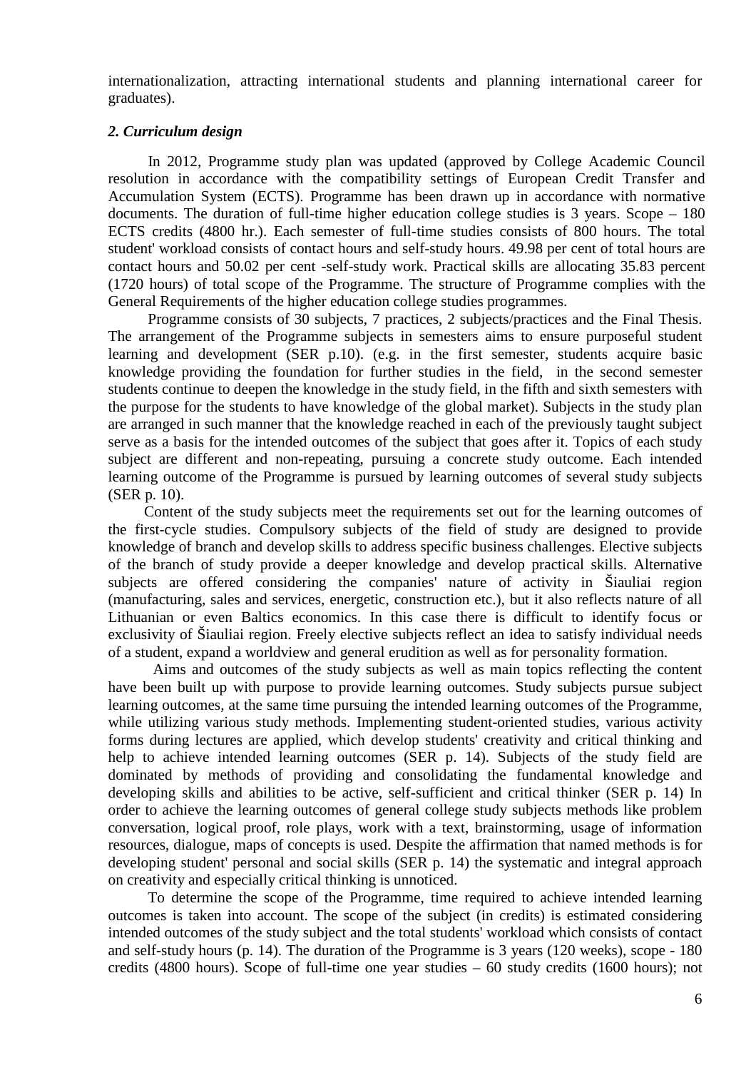internationalization, attracting international students and planning international career for graduates).

***2. Curriculum design***

In 2012, Programme study plan was updated (approved by College Academic Council resolution in accordance with the compatibility settings of European Credit Transfer and Accumulation System (ECTS). Programme has been drawn up in accordance with normative documents. The duration of full-time higher education college studies is 3 years. Scope – 180 ECTS credits (4800 hr.). Each semester of full-time studies consists of 800 hours. The total student' workload consists of contact hours and self-study hours. 49.98 per cent of total hours are contact hours and 50.02 per cent -self-study work. Practical skills are allocating 35.83 percent (1720 hours) of total scope of the Programme. The structure of Programme complies with the General Requirements of the higher education college studies programmes.

Programme consists of 30 subjects, 7 practices, 2 subjects/practices and the Final Thesis. The arrangement of the Programme subjects in semesters aims to ensure purposeful student learning and development (SER p.10). (e.g. in the first semester, students acquire basic knowledge providing the foundation for further studies in the field, in the second semester students continue to deepen the knowledge in the study field, in the fifth and sixth semesters with the purpose for the students to have knowledge of the global market). Subjects in the study plan are arranged in such manner that the knowledge reached in each of the previously taught subject serve as a basis for the intended outcomes of the subject that goes after it. Topics of each study subject are different and non-repeating, pursuing a concrete study outcome. Each intended learning outcome of the Programme is pursued by learning outcomes of several study subjects (SER p. 10).

Content of the study subjects meet the requirements set out for the learning outcomes of the first-cycle studies. Compulsory subjects of the field of study are designed to provide knowledge of branch and develop skills to address specific business challenges. Elective subjects of the branch of study provide a deeper knowledge and develop practical skills. Alternative subjects are offered considering the companies' nature of activity in Šiauliai region (manufacturing, sales and services, energetic, construction etc.), but it also reflects nature of all Lithuanian or even Baltics economics. In this case there is difficult to identify focus or exclusivity of Šiauliai region. Freely elective subjects reflect an idea to satisfy individual needs of a student, expand a worldview and general erudition as well as for personality formation.

Aims and outcomes of the study subjects as well as main topics reflecting the content have been built up with purpose to provide learning outcomes. Study subjects pursue subject learning outcomes, at the same time pursuing the intended learning outcomes of the Programme, while utilizing various study methods. Implementing student-oriented studies, various activity forms during lectures are applied, which develop students' creativity and critical thinking and help to achieve intended learning outcomes (SER p. 14). Subjects of the study field are dominated by methods of providing and consolidating the fundamental knowledge and developing skills and abilities to be active, self-sufficient and critical thinker (SER p. 14) In order to achieve the learning outcomes of general college study subjects methods like problem conversation, logical proof, role plays, work with a text, brainstorming, usage of information resources, dialogue, maps of concepts is used. Despite the affirmation that named methods is for developing student' personal and social skills (SER p. 14) the systematic and integral approach on creativity and especially critical thinking is unnoticed.

To determine the scope of the Programme, time required to achieve intended learning outcomes is taken into account. The scope of the subject (in credits) is estimated considering intended outcomes of the study subject and the total students' workload which consists of contact and self-study hours (p. 14). The duration of the Programme is 3 years (120 weeks), scope - 180 credits (4800 hours). Scope of full-time one year studies – 60 study credits (1600 hours); not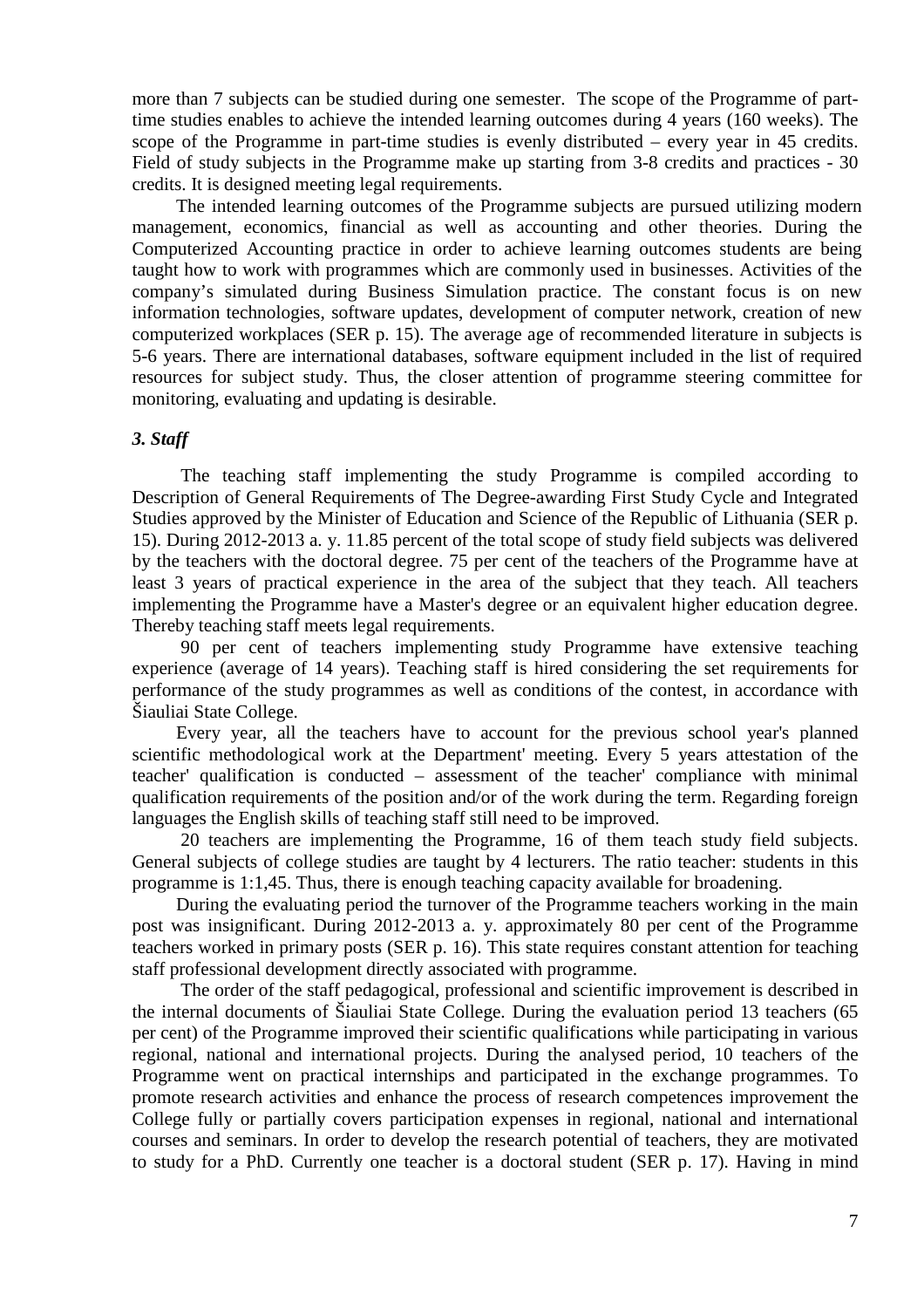more than 7 subjects can be studied during one semester. The scope of the Programme of part-time studies enables to achieve the intended learning outcomes during 4 years (160 weeks). The scope of the Programme in part-time studies is evenly distributed – every year in 45 credits. Field of study subjects in the Programme make up starting from 3-8 credits and practices - 30 credits. It is designed meeting legal requirements.

The intended learning outcomes of the Programme subjects are pursued utilizing modern management, economics, financial as well as accounting and other theories. During the Computerized Accounting practice in order to achieve learning outcomes students are being taught how to work with programmes which are commonly used in businesses. Activities of the company's simulated during Business Simulation practice. The constant focus is on new information technologies, software updates, development of computer network, creation of new computerized workplaces (SER p. 15). The average age of recommended literature in subjects is 5-6 years. There are international databases, software equipment included in the list of required resources for subject study. Thus, the closer attention of programme steering committee for monitoring, evaluating and updating is desirable.

### *3. Staff*

The teaching staff implementing the study Programme is compiled according to Description of General Requirements of The Degree-awarding First Study Cycle and Integrated Studies approved by the Minister of Education and Science of the Republic of Lithuania (SER p. 15). During 2012-2013 a. y. 11.85 percent of the total scope of study field subjects was delivered by the teachers with the doctoral degree. 75 per cent of the teachers of the Programme have at least 3 years of practical experience in the area of the subject that they teach. All teachers implementing the Programme have a Master's degree or an equivalent higher education degree. Thereby teaching staff meets legal requirements.

90 per cent of teachers implementing study Programme have extensive teaching experience (average of 14 years). Teaching staff is hired considering the set requirements for performance of the study programmes as well as conditions of the contest, in accordance with Šiauliai State College.

Every year, all the teachers have to account for the previous school year's planned scientific methodological work at the Department' meeting. Every 5 years attestation of the teacher' qualification is conducted – assessment of the teacher' compliance with minimal qualification requirements of the position and/or of the work during the term. Regarding foreign languages the English skills of teaching staff still need to be improved.

20 teachers are implementing the Programme, 16 of them teach study field subjects. General subjects of college studies are taught by 4 lecturers. The ratio teacher: students in this programme is 1:1,45. Thus, there is enough teaching capacity available for broadening.

During the evaluating period the turnover of the Programme teachers working in the main post was insignificant. During 2012-2013 a. y. approximately 80 per cent of the Programme teachers worked in primary posts (SER p. 16). This state requires constant attention for teaching staff professional development directly associated with programme.

The order of the staff pedagogical, professional and scientific improvement is described in the internal documents of Šiauliai State College. During the evaluation period 13 teachers (65 per cent) of the Programme improved their scientific qualifications while participating in various regional, national and international projects. During the analysed period, 10 teachers of the Programme went on practical internships and participated in the exchange programmes. To promote research activities and enhance the process of research competences improvement the College fully or partially covers participation expenses in regional, national and international courses and seminars. In order to develop the research potential of teachers, they are motivated to study for a PhD. Currently one teacher is a doctoral student (SER p. 17). Having in mind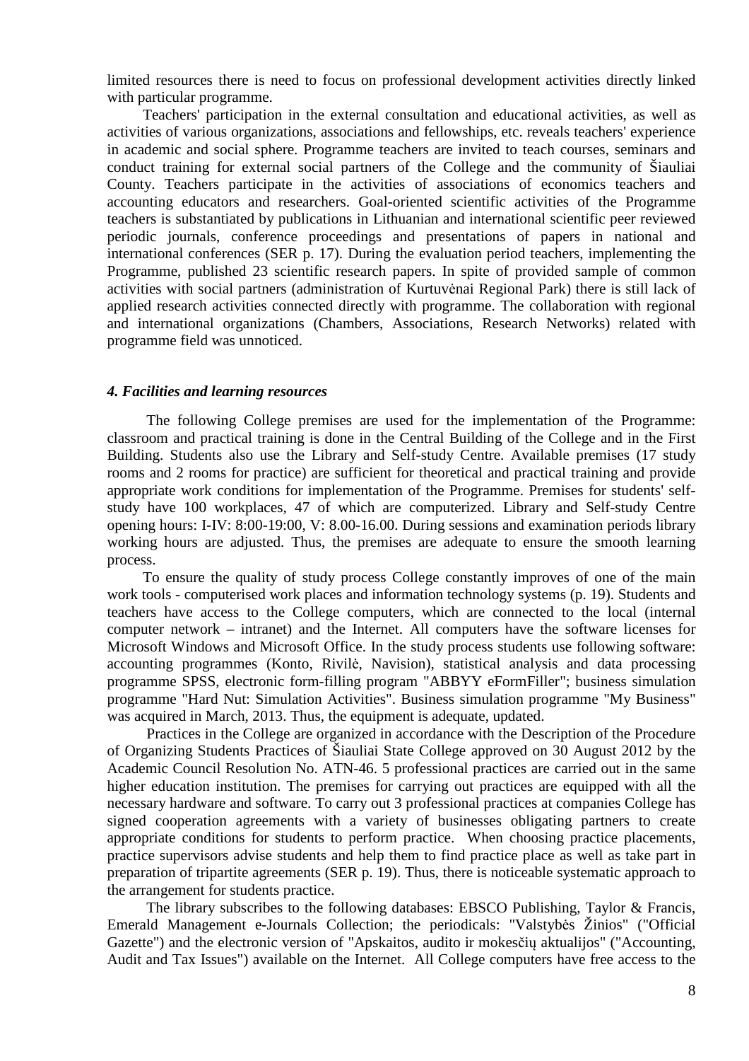limited resources there is need to focus on professional development activities directly linked with particular programme.

Teachers' participation in the external consultation and educational activities, as well as activities of various organizations, associations and fellowships, etc. reveals teachers' experience in academic and social sphere. Programme teachers are invited to teach courses, seminars and conduct training for external social partners of the College and the community of Šiauliai County. Teachers participate in the activities of associations of economics teachers and accounting educators and researchers. Goal-oriented scientific activities of the Programme teachers is substantiated by publications in Lithuanian and international scientific peer reviewed periodic journals, conference proceedings and presentations of papers in national and international conferences (SER p. 17). During the evaluation period teachers, implementing the Programme, published 23 scientific research papers. In spite of provided sample of common activities with social partners (administration of Kurtuvėnai Regional Park) there is still lack of applied research activities connected directly with programme. The collaboration with regional and international organizations (Chambers, Associations, Research Networks) related with programme field was unnoticed.

### *4. Facilities and learning resources*

The following College premises are used for the implementation of the Programme: classroom and practical training is done in the Central Building of the College and in the First Building. Students also use the Library and Self-study Centre. Available premises (17 study rooms and 2 rooms for practice) are sufficient for theoretical and practical training and provide appropriate work conditions for implementation of the Programme. Premises for students' self-study have 100 workplaces, 47 of which are computerized. Library and Self-study Centre opening hours: I-IV: 8:00-19:00, V: 8.00-16.00. During sessions and examination periods library working hours are adjusted. Thus, the premises are adequate to ensure the smooth learning process.

To ensure the quality of study process College constantly improves of one of the main work tools - computerised work places and information technology systems (p. 19). Students and teachers have access to the College computers, which are connected to the local (internal computer network – intranet) and the Internet. All computers have the software licenses for Microsoft Windows and Microsoft Office. In the study process students use following software: accounting programmes (Konto, Rivilė, Navision), statistical analysis and data processing programme SPSS, electronic form-filling program "ABBYY eFormFiller"; business simulation programme "Hard Nut: Simulation Activities". Business simulation programme "My Business" was acquired in March, 2013. Thus, the equipment is adequate, updated.

Practices in the College are organized in accordance with the Description of the Procedure of Organizing Students Practices of Šiauliai State College approved on 30 August 2012 by the Academic Council Resolution No. ATN-46. 5 professional practices are carried out in the same higher education institution. The premises for carrying out practices are equipped with all the necessary hardware and software. To carry out 3 professional practices at companies College has signed cooperation agreements with a variety of businesses obligating partners to create appropriate conditions for students to perform practice. When choosing practice placements, practice supervisors advise students and help them to find practice place as well as take part in preparation of tripartite agreements (SER p. 19). Thus, there is noticeable systematic approach to the arrangement for students practice.

The library subscribes to the following databases: EBSCO Publishing, Taylor & Francis, Emerald Management e-Journals Collection; the periodicals: "Valstybės Žinios" ("Official Gazette") and the electronic version of "Apskaitos, audito ir mokesčių aktualijos" ("Accounting, Audit and Tax Issues") available on the Internet. All College computers have free access to the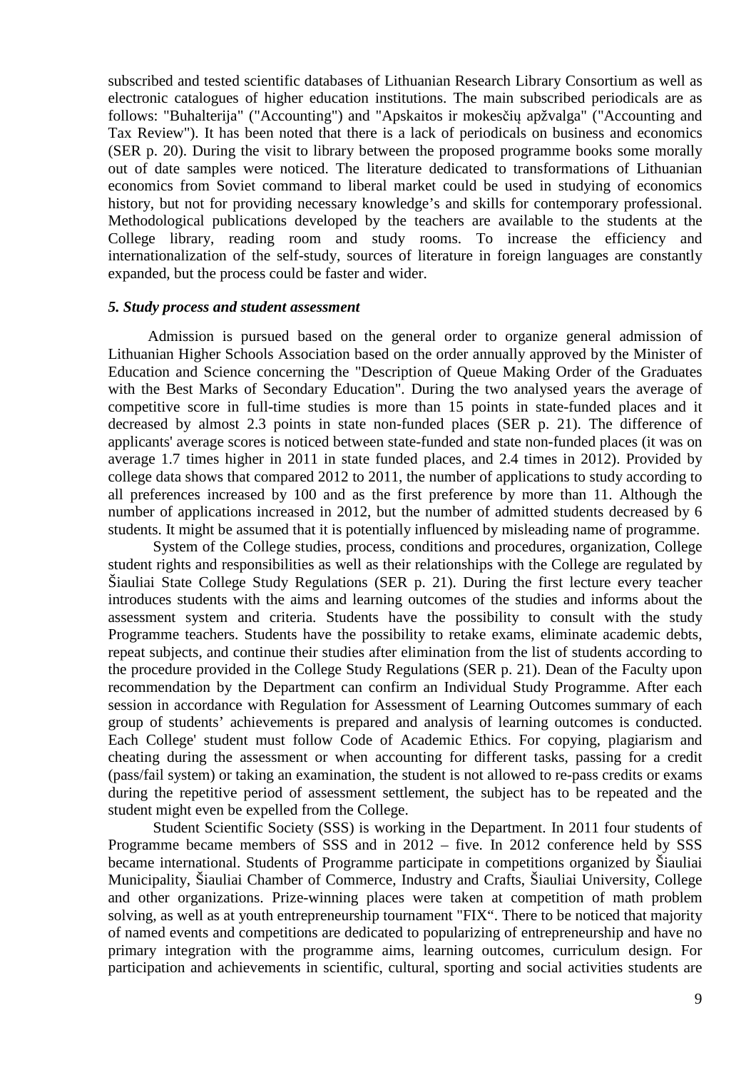subscribed and tested scientific databases of Lithuanian Research Library Consortium as well as electronic catalogues of higher education institutions. The main subscribed periodicals are as follows: "Buhalterija" ("Accounting") and "Apskaitos ir mokesčių apžvalga" ("Accounting and Tax Review"). It has been noted that there is a lack of periodicals on business and economics (SER p. 20). During the visit to library between the proposed programme books some morally out of date samples were noticed. The literature dedicated to transformations of Lithuanian economics from Soviet command to liberal market could be used in studying of economics history, but not for providing necessary knowledge's and skills for contemporary professional. Methodological publications developed by the teachers are available to the students at the College library, reading room and study rooms. To increase the efficiency and internationalization of the self-study, sources of literature in foreign languages are constantly expanded, but the process could be faster and wider.

### *5. Study process and student assessment*

Admission is pursued based on the general order to organize general admission of Lithuanian Higher Schools Association based on the order annually approved by the Minister of Education and Science concerning the "Description of Queue Making Order of the Graduates with the Best Marks of Secondary Education". During the two analysed years the average of competitive score in full-time studies is more than 15 points in state-funded places and it decreased by almost 2.3 points in state non-funded places (SER p. 21). The difference of applicants' average scores is noticed between state-funded and state non-funded places (it was on average 1.7 times higher in 2011 in state funded places, and 2.4 times in 2012). Provided by college data shows that compared 2012 to 2011, the number of applications to study according to all preferences increased by 100 and as the first preference by more than 11. Although the number of applications increased in 2012, but the number of admitted students decreased by 6 students. It might be assumed that it is potentially influenced by misleading name of programme.

System of the College studies, process, conditions and procedures, organization, College student rights and responsibilities as well as their relationships with the College are regulated by Šiauliai State College Study Regulations (SER p. 21). During the first lecture every teacher introduces students with the aims and learning outcomes of the studies and informs about the assessment system and criteria. Students have the possibility to consult with the study Programme teachers. Students have the possibility to retake exams, eliminate academic debts, repeat subjects, and continue their studies after elimination from the list of students according to the procedure provided in the College Study Regulations (SER p. 21). Dean of the Faculty upon recommendation by the Department can confirm an Individual Study Programme. After each session in accordance with Regulation for Assessment of Learning Outcomes summary of each group of students' achievements is prepared and analysis of learning outcomes is conducted. Each College' student must follow Code of Academic Ethics. For copying, plagiarism and cheating during the assessment or when accounting for different tasks, passing for a credit (pass/fail system) or taking an examination, the student is not allowed to re-pass credits or exams during the repetitive period of assessment settlement, the subject has to be repeated and the student might even be expelled from the College.

Student Scientific Society (SSS) is working in the Department. In 2011 four students of Programme became members of SSS and in 2012 – five. In 2012 conference held by SSS became international. Students of Programme participate in competitions organized by Šiauliai Municipality, Šiauliai Chamber of Commerce, Industry and Crafts, Šiauliai University, College and other organizations. Prize-winning places were taken at competition of math problem solving, as well as at youth entrepreneurship tournament "FIX". There to be noticed that majority of named events and competitions are dedicated to popularizing of entrepreneurship and have no primary integration with the programme aims, learning outcomes, curriculum design. For participation and achievements in scientific, cultural, sporting and social activities students are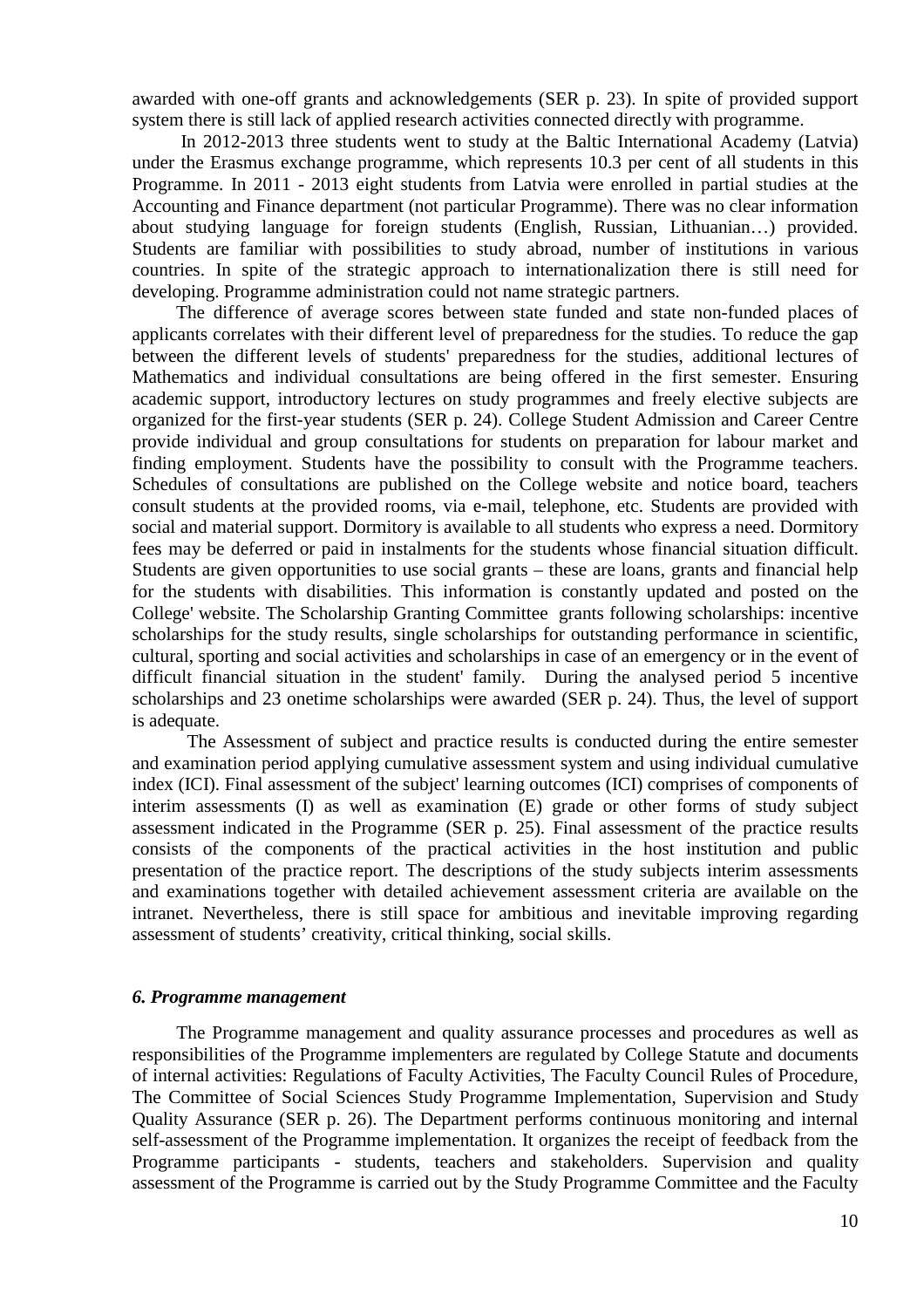awarded with one-off grants and acknowledgements (SER p. 23). In spite of provided support system there is still lack of applied research activities connected directly with programme.

In 2012-2013 three students went to study at the Baltic International Academy (Latvia) under the Erasmus exchange programme, which represents 10.3 per cent of all students in this Programme. In 2011 - 2013 eight students from Latvia were enrolled in partial studies at the Accounting and Finance department (not particular Programme). There was no clear information about studying language for foreign students (English, Russian, Lithuanian…) provided. Students are familiar with possibilities to study abroad, number of institutions in various countries. In spite of the strategic approach to internationalization there is still need for developing. Programme administration could not name strategic partners.

The difference of average scores between state funded and state non-funded places of applicants correlates with their different level of preparedness for the studies. To reduce the gap between the different levels of students' preparedness for the studies, additional lectures of Mathematics and individual consultations are being offered in the first semester. Ensuring academic support, introductory lectures on study programmes and freely elective subjects are organized for the first-year students (SER p. 24). College Student Admission and Career Centre provide individual and group consultations for students on preparation for labour market and finding employment. Students have the possibility to consult with the Programme teachers. Schedules of consultations are published on the College website and notice board, teachers consult students at the provided rooms, via e-mail, telephone, etc. Students are provided with social and material support. Dormitory is available to all students who express a need. Dormitory fees may be deferred or paid in instalments for the students whose financial situation difficult. Students are given opportunities to use social grants – these are loans, grants and financial help for the students with disabilities. This information is constantly updated and posted on the College' website. The Scholarship Granting Committee grants following scholarships: incentive scholarships for the study results, single scholarships for outstanding performance in scientific, cultural, sporting and social activities and scholarships in case of an emergency or in the event of difficult financial situation in the student' family. During the analysed period 5 incentive scholarships and 23 onetime scholarships were awarded (SER p. 24). Thus, the level of support is adequate.

The Assessment of subject and practice results is conducted during the entire semester and examination period applying cumulative assessment system and using individual cumulative index (ICI). Final assessment of the subject' learning outcomes (ICI) comprises of components of interim assessments (I) as well as examination (E) grade or other forms of study subject assessment indicated in the Programme (SER p. 25). Final assessment of the practice results consists of the components of the practical activities in the host institution and public presentation of the practice report. The descriptions of the study subjects interim assessments and examinations together with detailed achievement assessment criteria are available on the intranet. Nevertheless, there is still space for ambitious and inevitable improving regarding assessment of students' creativity, critical thinking, social skills.

### *6. Programme management*

The Programme management and quality assurance processes and procedures as well as responsibilities of the Programme implementers are regulated by College Statute and documents of internal activities: Regulations of Faculty Activities, The Faculty Council Rules of Procedure, The Committee of Social Sciences Study Programme Implementation, Supervision and Study Quality Assurance (SER p. 26). The Department performs continuous monitoring and internal self-assessment of the Programme implementation. It organizes the receipt of feedback from the Programme participants - students, teachers and stakeholders. Supervision and quality assessment of the Programme is carried out by the Study Programme Committee and the Faculty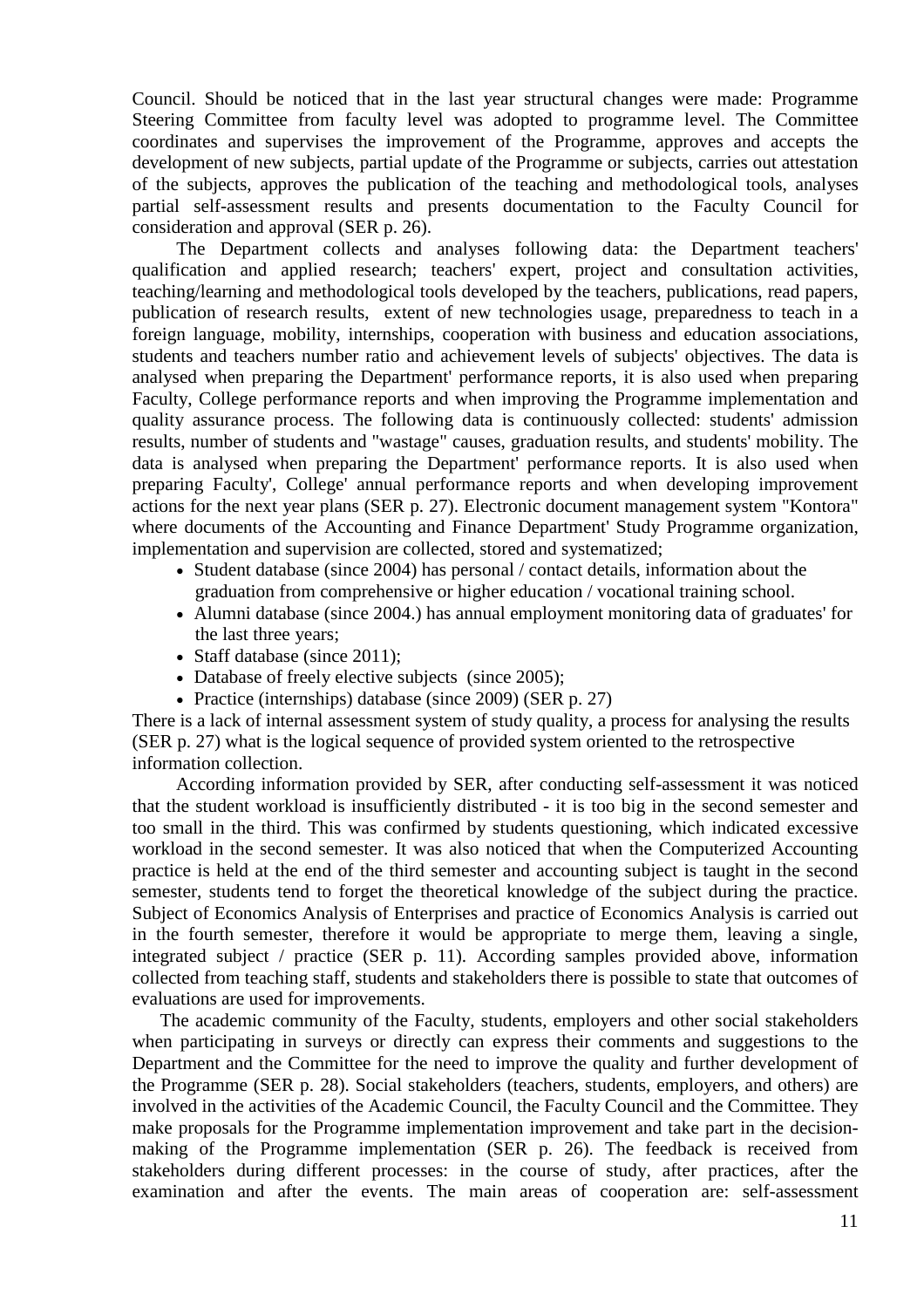Council. Should be noticed that in the last year structural changes were made: Programme Steering Committee from faculty level was adopted to programme level. The Committee coordinates and supervises the improvement of the Programme, approves and accepts the development of new subjects, partial update of the Programme or subjects, carries out attestation of the subjects, approves the publication of the teaching and methodological tools, analyses partial self-assessment results and presents documentation to the Faculty Council for consideration and approval (SER p. 26).

The Department collects and analyses following data: the Department teachers' qualification and applied research; teachers' expert, project and consultation activities, teaching/learning and methodological tools developed by the teachers, publications, read papers, publication of research results, extent of new technologies usage, preparedness to teach in a foreign language, mobility, internships, cooperation with business and education associations, students and teachers number ratio and achievement levels of subjects' objectives. The data is analysed when preparing the Department' performance reports, it is also used when preparing Faculty, College performance reports and when improving the Programme implementation and quality assurance process. The following data is continuously collected: students' admission results, number of students and "wastage" causes, graduation results, and students' mobility. The data is analysed when preparing the Department' performance reports. It is also used when preparing Faculty', College' annual performance reports and when developing improvement actions for the next year plans (SER p. 27). Electronic document management system "Kontora" where documents of the Accounting and Finance Department' Study Programme organization, implementation and supervision are collected, stored and systematized;

- Student database (since 2004) has personal / contact details, information about the graduation from comprehensive or higher education / vocational training school.
- Alumni database (since 2004.) has annual employment monitoring data of graduates' for the last three years;
- Staff database (since 2011);
- Database of freely elective subjects (since 2005);
- Practice (internships) database (since 2009) (SER p. 27)

There is a lack of internal assessment system of study quality, a process for analysing the results (SER p. 27) what is the logical sequence of provided system oriented to the retrospective information collection.

According information provided by SER, after conducting self-assessment it was noticed that the student workload is insufficiently distributed - it is too big in the second semester and too small in the third. This was confirmed by students questioning, which indicated excessive workload in the second semester. It was also noticed that when the Computerized Accounting practice is held at the end of the third semester and accounting subject is taught in the second semester, students tend to forget the theoretical knowledge of the subject during the practice. Subject of Economics Analysis of Enterprises and practice of Economics Analysis is carried out in the fourth semester, therefore it would be appropriate to merge them, leaving a single, integrated subject / practice (SER p. 11). According samples provided above, information collected from teaching staff, students and stakeholders there is possible to state that outcomes of evaluations are used for improvements.

The academic community of the Faculty, students, employers and other social stakeholders when participating in surveys or directly can express their comments and suggestions to the Department and the Committee for the need to improve the quality and further development of the Programme (SER p. 28). Social stakeholders (teachers, students, employers, and others) are involved in the activities of the Academic Council, the Faculty Council and the Committee. They make proposals for the Programme implementation improvement and take part in the decision-making of the Programme implementation (SER p. 26). The feedback is received from stakeholders during different processes: in the course of study, after practices, after the examination and after the events. The main areas of cooperation are: self-assessment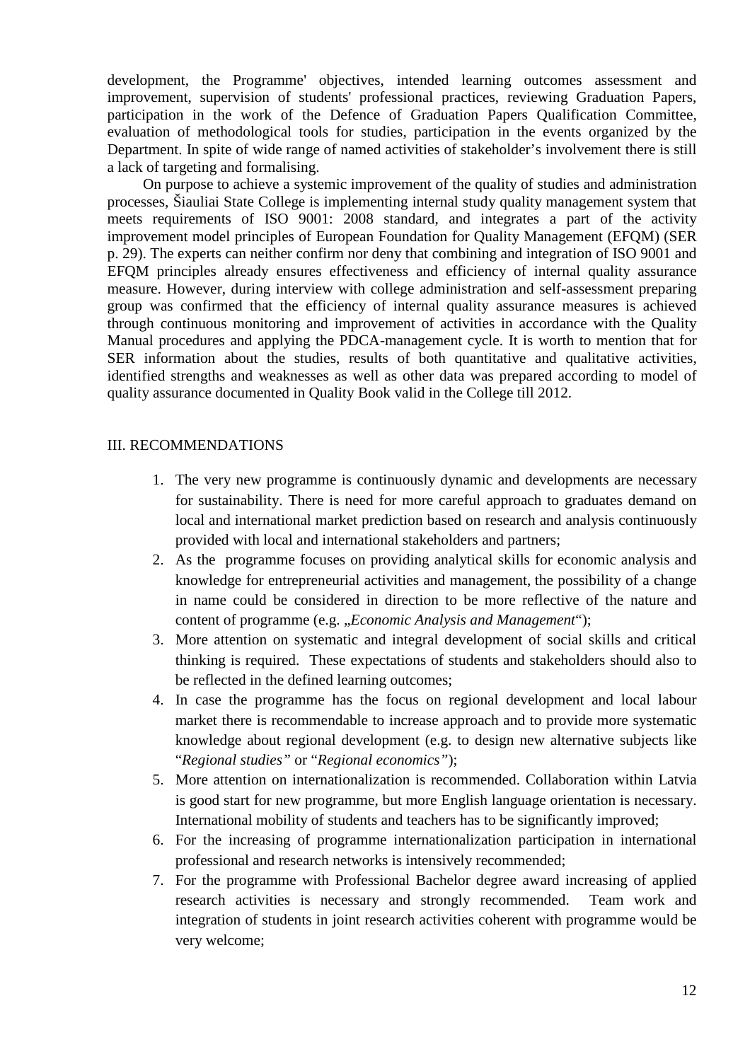development, the Programme' objectives, intended learning outcomes assessment and improvement, supervision of students' professional practices, reviewing Graduation Papers, participation in the work of the Defence of Graduation Papers Qualification Committee, evaluation of methodological tools for studies, participation in the events organized by the Department. In spite of wide range of named activities of stakeholder's involvement there is still a lack of targeting and formalising.

On purpose to achieve a systemic improvement of the quality of studies and administration processes, Šiauliai State College is implementing internal study quality management system that meets requirements of ISO 9001: 2008 standard, and integrates a part of the activity improvement model principles of European Foundation for Quality Management (EFQM) (SER p. 29). The experts can neither confirm nor deny that combining and integration of ISO 9001 and EFQM principles already ensures effectiveness and efficiency of internal quality assurance measure. However, during interview with college administration and self-assessment preparing group was confirmed that the efficiency of internal quality assurance measures is achieved through continuous monitoring and improvement of activities in accordance with the Quality Manual procedures and applying the PDCA-management cycle. It is worth to mention that for SER information about the studies, results of both quantitative and qualitative activities, identified strengths and weaknesses as well as other data was prepared according to model of quality assurance documented in Quality Book valid in the College till 2012.

## III. RECOMMENDATIONS

1. The very new programme is continuously dynamic and developments are necessary for sustainability. There is need for more careful approach to graduates demand on local and international market prediction based on research and analysis continuously provided with local and international stakeholders and partners;
2. As the programme focuses on providing analytical skills for economic analysis and knowledge for entrepreneurial activities and management, the possibility of a change in name could be considered in direction to be more reflective of the nature and content of programme (e.g. „*Economic Analysis and Management*");
3. More attention on systematic and integral development of social skills and critical thinking is required. These expectations of students and stakeholders should also to be reflected in the defined learning outcomes;
4. In case the programme has the focus on regional development and local labour market there is recommendable to increase approach and to provide more systematic knowledge about regional development (e.g. to design new alternative subjects like "*Regional studies"* or "*Regional economics"*);
5. More attention on internationalization is recommended. Collaboration within Latvia is good start for new programme, but more English language orientation is necessary. International mobility of students and teachers has to be significantly improved;
6. For the increasing of programme internationalization participation in international professional and research networks is intensively recommended;
7. For the programme with Professional Bachelor degree award increasing of applied research activities is necessary and strongly recommended. Team work and integration of students in joint research activities coherent with programme would be very welcome;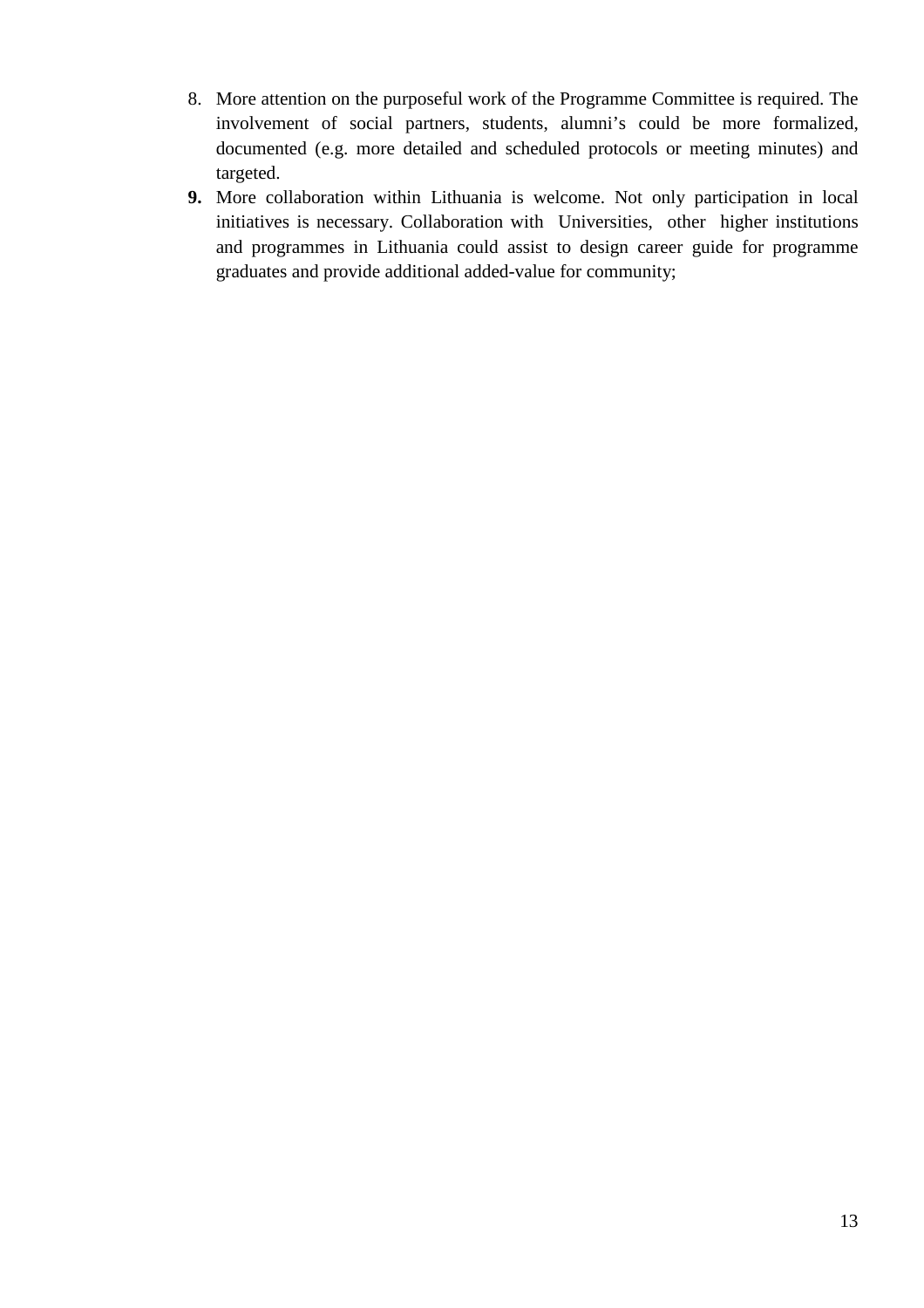8. More attention on the purposeful work of the Programme Committee is required. The involvement of social partners, students, alumni's could be more formalized, documented (e.g. more detailed and scheduled protocols or meeting minutes) and targeted.
9. More collaboration within Lithuania is welcome. Not only participation in local initiatives is necessary. Collaboration with Universities, other higher institutions and programmes in Lithuania could assist to design career guide for programme graduates and provide additional added-value for community;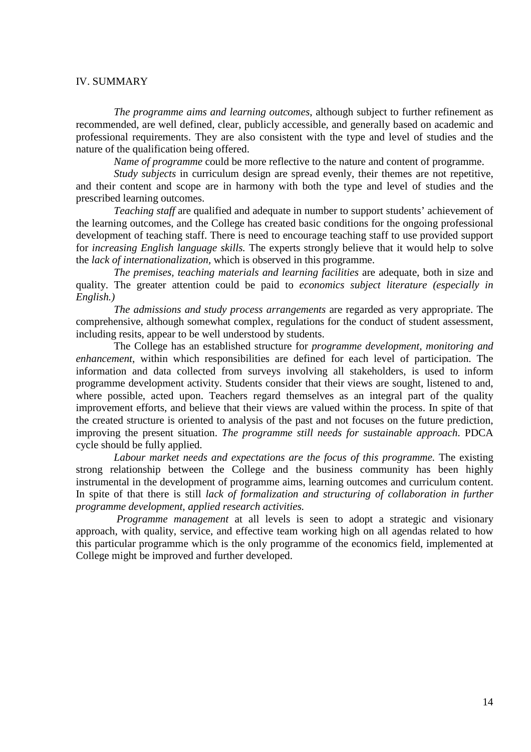## IV. SUMMARY

*The programme aims and learning outcomes*, although subject to further refinement as recommended, are well defined, clear, publicly accessible, and generally based on academic and professional requirements. They are also consistent with the type and level of studies and the nature of the qualification being offered.

*Name of programme* could be more reflective to the nature and content of programme.

*Study subjects* in curriculum design are spread evenly, their themes are not repetitive, and their content and scope are in harmony with both the type and level of studies and the prescribed learning outcomes.

*Teaching staff* are qualified and adequate in number to support students' achievement of the learning outcomes, and the College has created basic conditions for the ongoing professional development of teaching staff. There is need to encourage teaching staff to use provided support for *increasing English language skills.* The experts strongly believe that it would help to solve the *lack of internationalization*, which is observed in this programme.

*The premises, teaching materials and learning facilities* are adequate, both in size and quality. The greater attention could be paid to *economics subject literature (especially in English.)*

*The admissions and study process arrangements* are regarded as very appropriate. The comprehensive, although somewhat complex, regulations for the conduct of student assessment, including resits, appear to be well understood by students.

The College has an established structure for *programme development, monitoring and enhancement*, within which responsibilities are defined for each level of participation. The information and data collected from surveys involving all stakeholders, is used to inform programme development activity. Students consider that their views are sought, listened to and, where possible, acted upon. Teachers regard themselves as an integral part of the quality improvement efforts, and believe that their views are valued within the process. In spite of that the created structure is oriented to analysis of the past and not focuses on the future prediction, improving the present situation. *The programme still needs for sustainable approach.* PDCA cycle should be fully applied.

*Labour market needs and expectations are the focus of this programme.* The existing strong relationship between the College and the business community has been highly instrumental in the development of programme aims, learning outcomes and curriculum content. In spite of that there is still *lack of formalization and structuring of collaboration in further programme development, applied research activities.*

*Programme management* at all levels is seen to adopt a strategic and visionary approach, with quality, service, and effective team working high on all agendas related to how this particular programme which is the only programme of the economics field, implemented at College might be improved and further developed.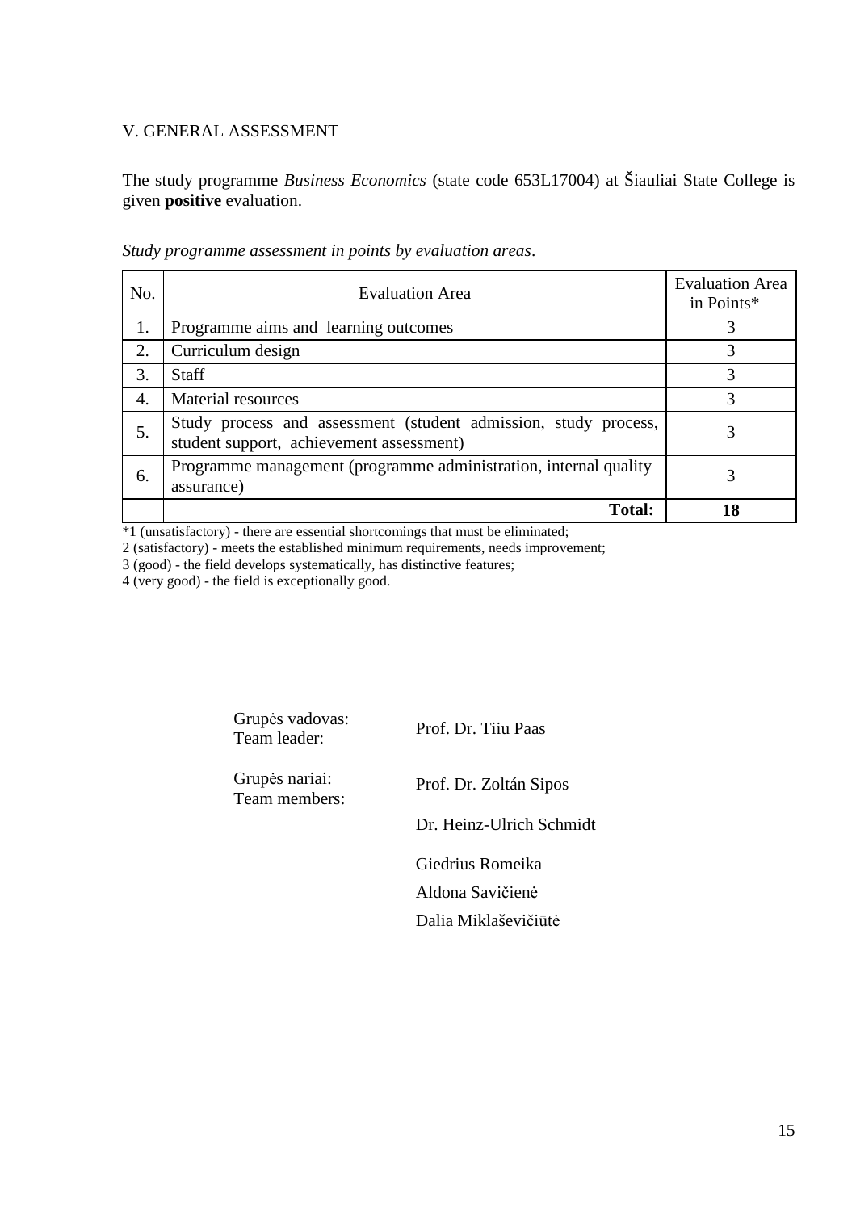## V. GENERAL ASSESSMENT

The study programme *Business Economics* (state code 653L17004) at Šiauliai State College is given **positive** evaluation.

*Study programme assessment in points by evaluation areas*.

| No. | Evaluation Area | Evaluation Area in Points* |
|---|---|---|
| 1. | Programme aims and learning outcomes | 3 |
| 2. | Curriculum design | 3 |
| 3. | Staff | 3 |
| 4. | Material resources | 3 |
| 5. | Study process and assessment (student admission, study process, student support, achievement assessment) | 3 |
| 6. | Programme management (programme administration, internal quality assurance) | 3 |
| | **Total:** | **18** |

*1 (unsatisfactory) - there are essential shortcomings that must be eliminated;
2 (satisfactory) - meets the established minimum requirements, needs improvement;
3 (good) - the field develops systematically, has distinctive features;
4 (very good) - the field is exceptionally good.

| | |
|---|---|
| Grupės vadovas: Team leader: | Prof. Dr. Tiiu Paas |
| Grupės nariai: Team members: | Prof. Dr. Zoltán Sipos |
| | Dr. Heinz-Ulrich Schmidt |
| | Giedrius Romeika |
| | Aldona Savičienė |
| | Dalia Miklaševičiūtė |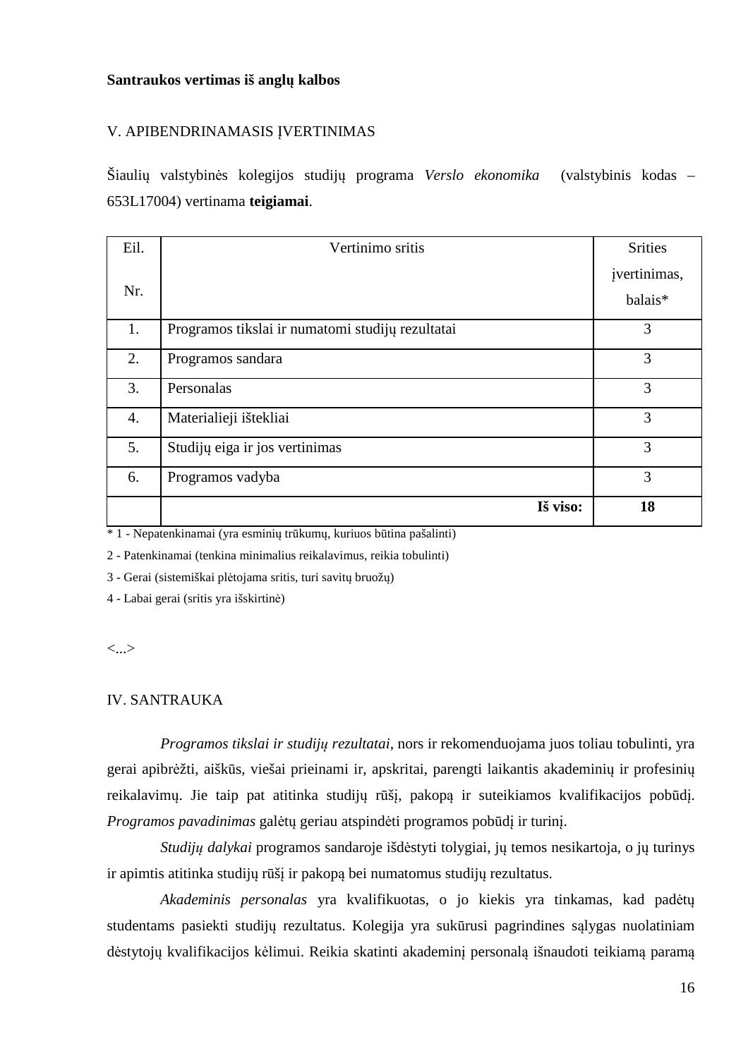**Santraukos vertimas iš anglų kalbos**

V. APIBENDRINAMASIS ĮVERTINIMAS

Šiaulių valstybinės kolegijos studijų programa *Verslo ekonomika* (valstybinis kodas – 653L17004) vertinama **teigiamai**.

| Eil. Nr. | Vertinimo sritis | Srities įvertinimas, balais* |
|---|---|---|
| 1. | Programos tikslai ir numatomi studijų rezultatai | 3 |
| 2. | Programos sandara | 3 |
| 3. | Personalas | 3 |
| 4. | Materialieji ištekliai | 3 |
| 5. | Studijų eiga ir jos vertinimas | 3 |
| 6. | Programos vadyba | 3 |
| | **Iš viso:** | **18** |

\* 1 - Nepatenkinamai (yra esminių trūkumų, kuriuos būtina pašalinti)

2 - Patenkinamai (tenkina minimalius reikalavimus, reikia tobulinti)

3 - Gerai (sistemiškai plėtojama sritis, turi savitų bruožų)

4 - Labai gerai (sritis yra išskirtinė)

<...>

IV. SANTRAUKA

*Programos tikslai ir studijų rezultatai*, nors ir rekomenduojama juos toliau tobulinti, yra gerai apibrėžti, aiškūs, viešai prieinami ir, apskritai, parengti laikantis akademinių ir profesinių reikalavimų. Jie taip pat atitinka studijų rūšį, pakopą ir suteikiamos kvalifikacijos pobūdį. *Programos pavadinimas* galėtų geriau atspindėti programos pobūdį ir turinį.

*Studijų dalykai* programos sandaroje išdėstyti tolygiai, jų temos nesikartoja, o jų turinys ir apimtis atitinka studijų rūšį ir pakopą bei numatomus studijų rezultatus.

*Akademinis personalas* yra kvalifikuotas, o jo kiekis yra tinkamas, kad padėtų studentams pasiekti studijų rezultatus. Kolegija yra sukūrusi pagrindines sąlygas nuolatiniam dėstytojų kvalifikacijos kėlimui. Reikia skatinti akademinį personalą išnaudoti teikiamą paramą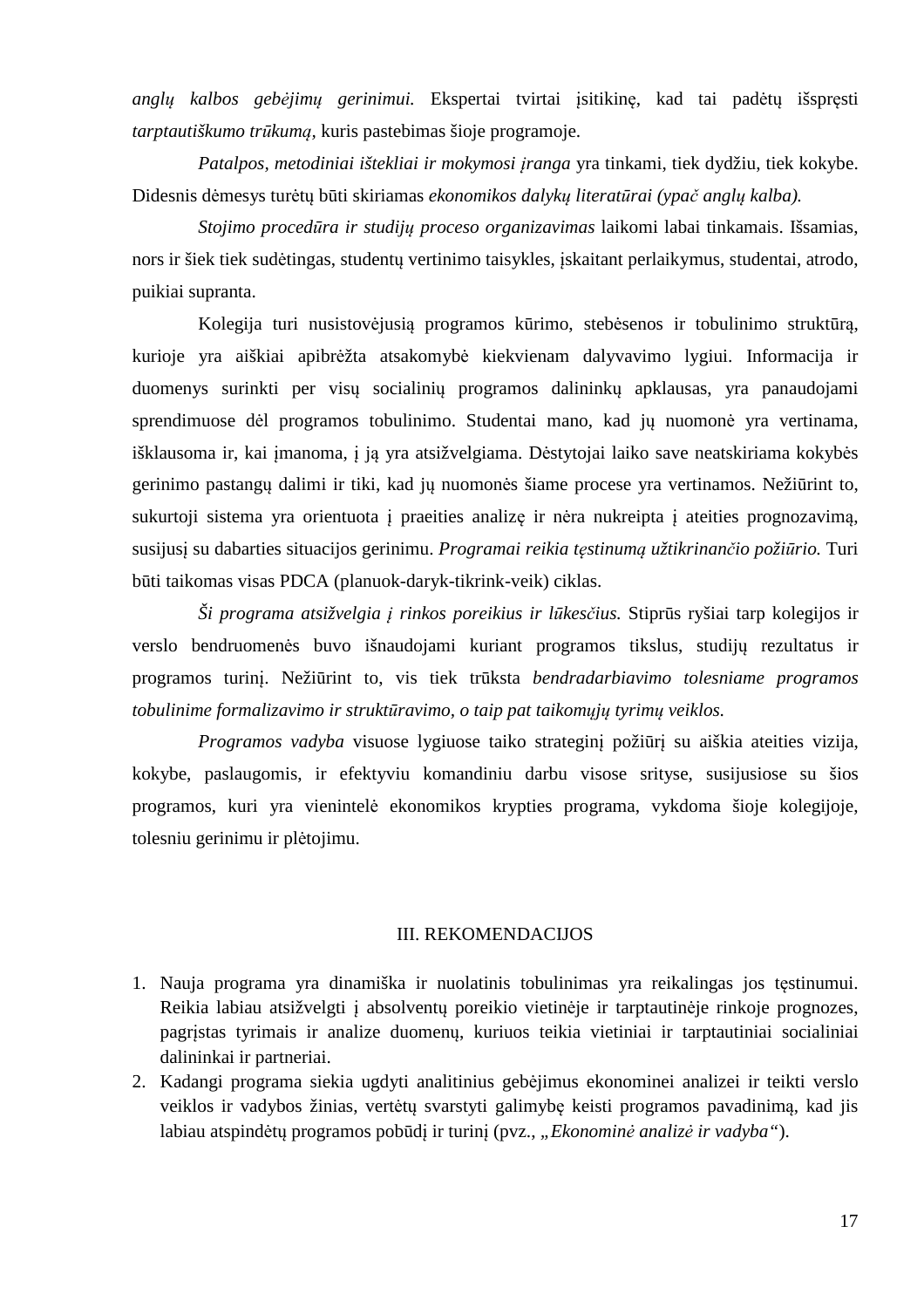*anglų kalbos gebėjimų gerinimui.* Ekspertai tvirtai įsitikinę, kad tai padėtų išspręsti *tarptautiškumo trūkumą*, kuris pastebimas šioje programoje.

*Patalpos, metodiniai ištekliai ir mokymosi įranga* yra tinkami, tiek dydžiu, tiek kokybe. Didesnis dėmesys turėtų būti skiriamas *ekonomikos dalykų literatūrai (ypač anglų kalba).*

*Stojimo procedūra ir studijų proceso organizavimas* laikomi labai tinkamais. Išsamias, nors ir šiek tiek sudėtingas, studentų vertinimo taisykles, įskaitant perlaikymus, studentai, atrodo, puikiai supranta.

Kolegija turi nusistovėjusią programos kūrimo, stebėsenos ir tobulinimo struktūrą, kurioje yra aiškiai apibrėžta atsakomybė kiekvienam dalyvavimo lygiui. Informacija ir duomenys surinkti per visų socialinių programos dalininkų apklausas, yra panaudojami sprendimuose dėl programos tobulinimo. Studentai mano, kad jų nuomonė yra vertinama, išklausoma ir, kai įmanoma, į ją yra atsižvelgiama. Dėstytojai laiko save neatskiriama kokybės gerinimo pastangų dalimi ir tiki, kad jų nuomonės šiame procese yra vertinamos. Nežiūrint to, sukurtoji sistema yra orientuota į praeities analizę ir nėra nukreipta į ateities prognozavimą, susijusį su dabarties situacijos gerinimu. *Programai reikia tęstinumą užtikrinančio požiūrio.* Turi būti taikomas visas PDCA (planuok-daryk-tikrink-veik) ciklas.

*Ši programa atsižvelgia į rinkos poreikius ir lūkesčius.* Stiprūs ryšiai tarp kolegijos ir verslo bendruomenės buvo išnaudojami kuriant programos tikslus, studijų rezultatus ir programos turinį. Nežiūrint to, vis tiek trūksta *bendradarbiavimo tolesniame programos tobulinime formalizavimo ir struktūravimo, o taip pat taikomųjų tyrimų veiklos.*

*Programos vadyba* visuose lygiuose taiko strateginį požiūrį su aiškia ateities vizija, kokybe, paslaugomis, ir efektyviu komandiniu darbu visose srityse, susijusiose su šios programos, kuri yra vienintelė ekonomikos krypties programa, vykdoma šioje kolegijoje, tolesniu gerinimu ir plėtojimu.

## III. REKOMENDACIJOS

1. Nauja programa yra dinamiška ir nuolatinis tobulinimas yra reikalingas jos tęstinumui. Reikia labiau atsižvelgti į absolventų poreikio vietinėje ir tarptautinėje rinkoje prognozes, pagrįstas tyrimais ir analize duomenų, kuriuos teikia vietiniai ir tarptautiniai socialiniai dalininkai ir partneriai.
2. Kadangi programa siekia ugdyti analitinius gebėjimus ekonominei analizei ir teikti verslo veiklos ir vadybos žinias, vertėtų svarstyti galimybę keisti programos pavadinimą, kad jis labiau atspindėtų programos pobūdį ir turinį (pvz., „*Ekonominė analizė ir vadyba*“).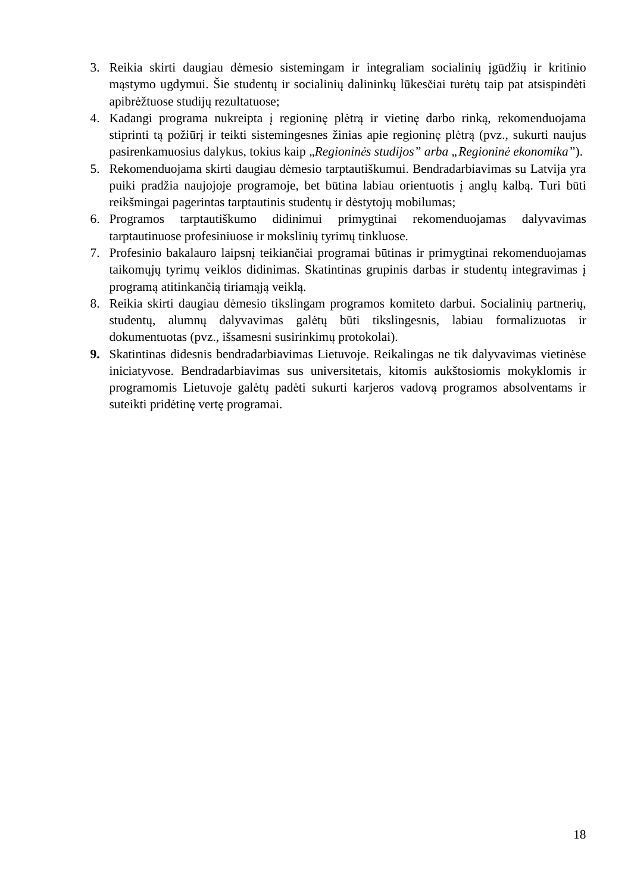3. Reikia skirti daugiau dėmesio sistemingam ir integraliam socialinių įgūdžių ir kritinio mąstymo ugdymui. Šie studentų ir socialinių dalininkų lūkesčiai turėtų taip pat atsispindėti apibrėžtuose studijų rezultatuose;
4. Kadangi programa nukreipta į regioninę plėtrą ir vietinę darbo rinką, rekomenduojama stiprinti tą požiūrį ir teikti sistemingesnes žinias apie regioninę plėtrą (pvz., sukurti naujus pasirenkamuosius dalykus, tokius kaip *„Regioninės studijos" arba „Regioninė ekonomika"*).
5. Rekomenduojama skirti daugiau dėmesio tarptautiškumui. Bendradarbiavimas su Latvija yra puiki pradžia naujojoje programoje, bet būtina labiau orientuotis į anglų kalbą. Turi būti reikšmingai pagerintas tarptautinis studentų ir dėstytojų mobilumas;
6. Programos tarptautiškumo didinimui primygtinai rekomenduojamas dalyvavimas tarptautinuose profesiniuose ir mokslinių tyrimų tinkluose.
7. Profesinio bakalauro laipsnį teikiančiai programai būtinas ir primygtinai rekomenduojamas taikomųjų tyrimų veiklos didinimas. Skatintinas grupinis darbas ir studentų integravimas į programą atitinkančią tiriamąją veiklą.
8. Reikia skirti daugiau dėmesio tikslingam programos komiteto darbui. Socialinių partnerių, studentų, alumnų dalyvavimas galėtų būti tikslingesnis, labiau formalizuotas ir dokumentuotas (pvz., išsamesni susirinkimų protokolai).
9. Skatintinas didesnis bendradarbiavimas Lietuvoje. Reikalingas ne tik dalyvavimas vietinėse iniciatyvose. Bendradarbiavimas sus universitetais, kitomis aukštosiomis mokyklomis ir programomis Lietuvoje galėtų padėti sukurti karjeros vadovą programos absolventams ir suteikti pridėtinę vertę programai.